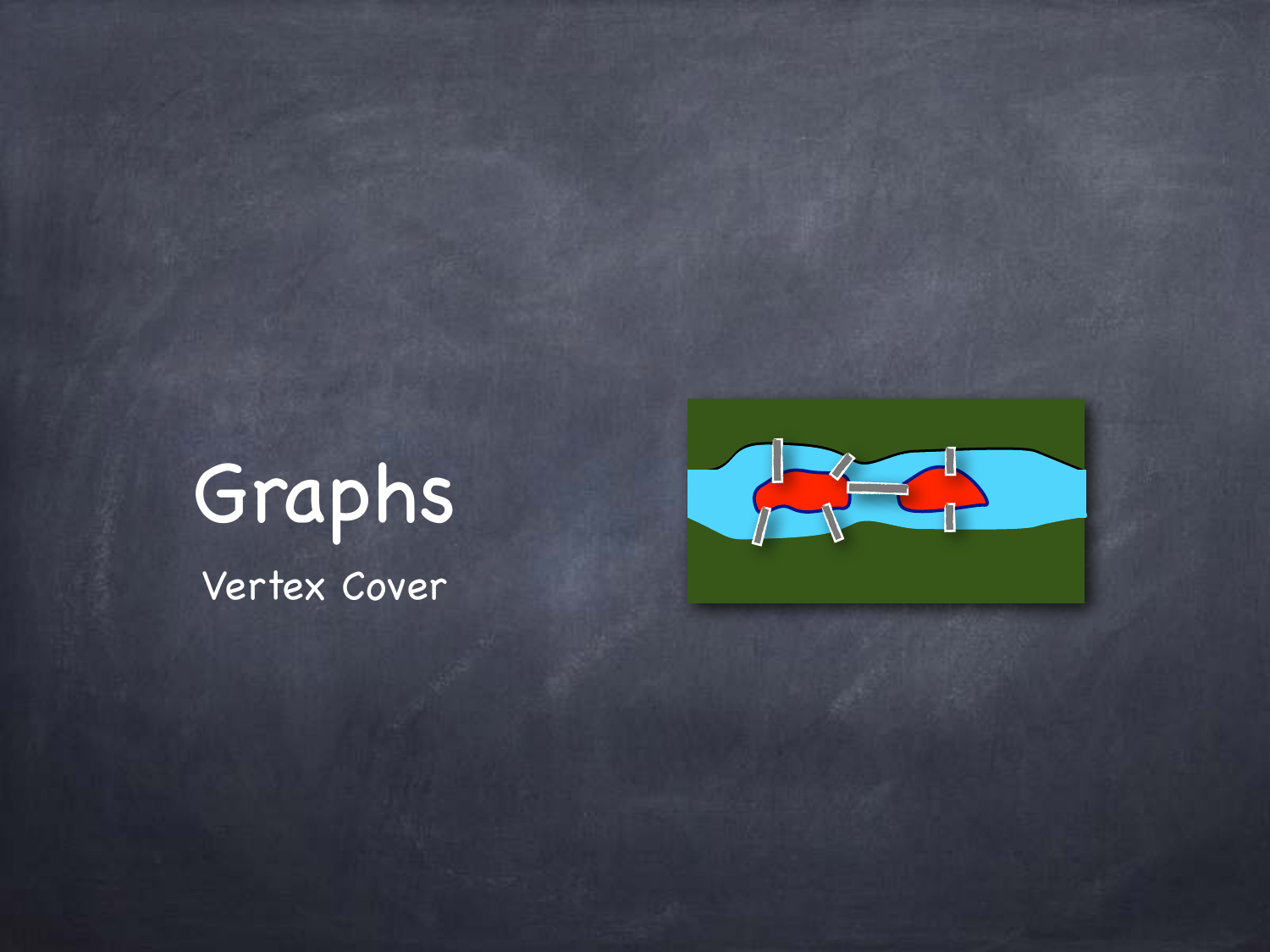# Graphs

## Vertex Cover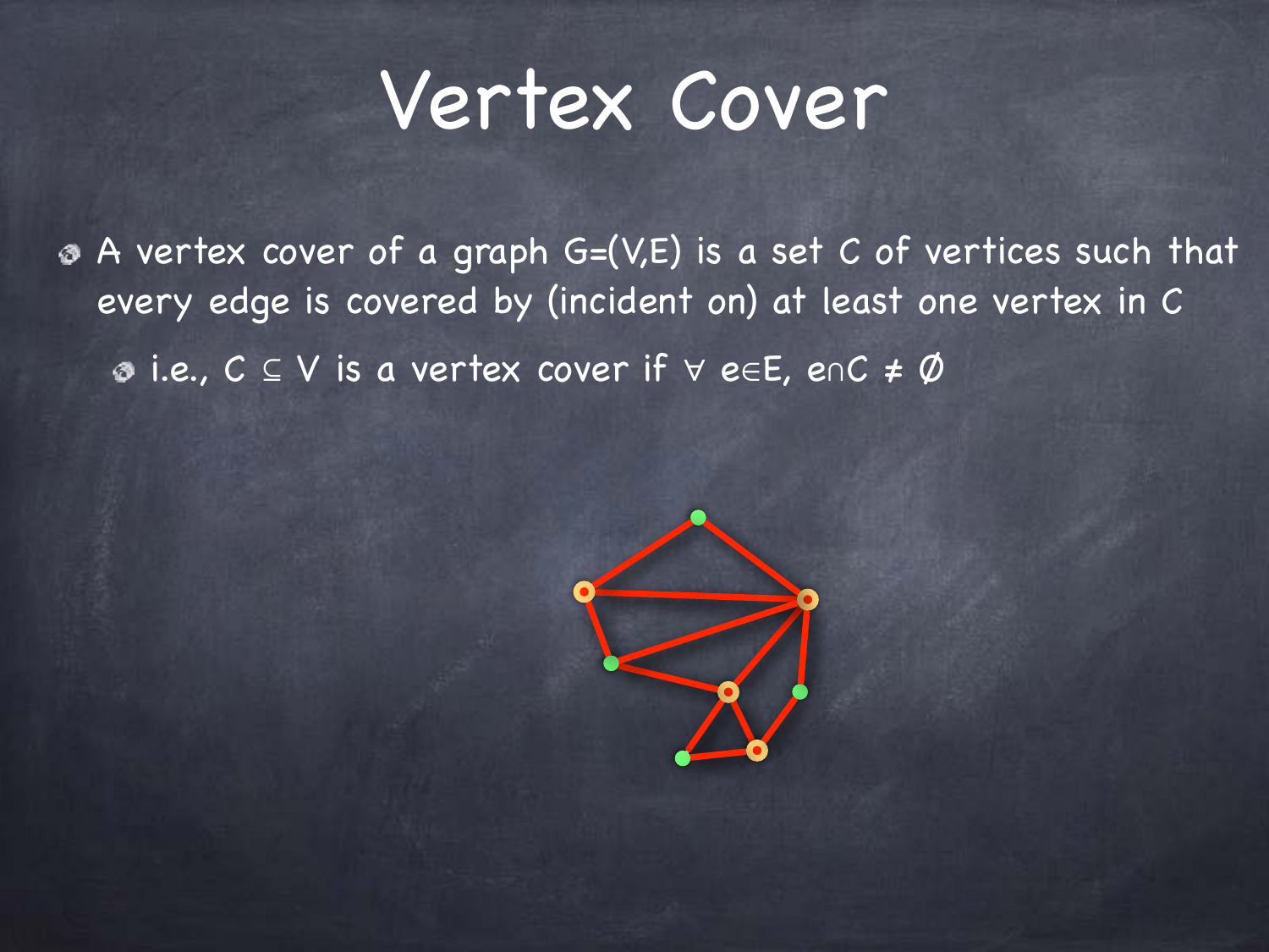# Vertex Cover

- A vertex cover of a graph $G=(V,E)$ is a set $C$ of vertices such that every edge is covered by (incident on) at least one vertex in $C$
  - i.e., $C \subseteq V$ is a vertex cover if $\forall\, e \in E,\ e \cap C \neq \emptyset$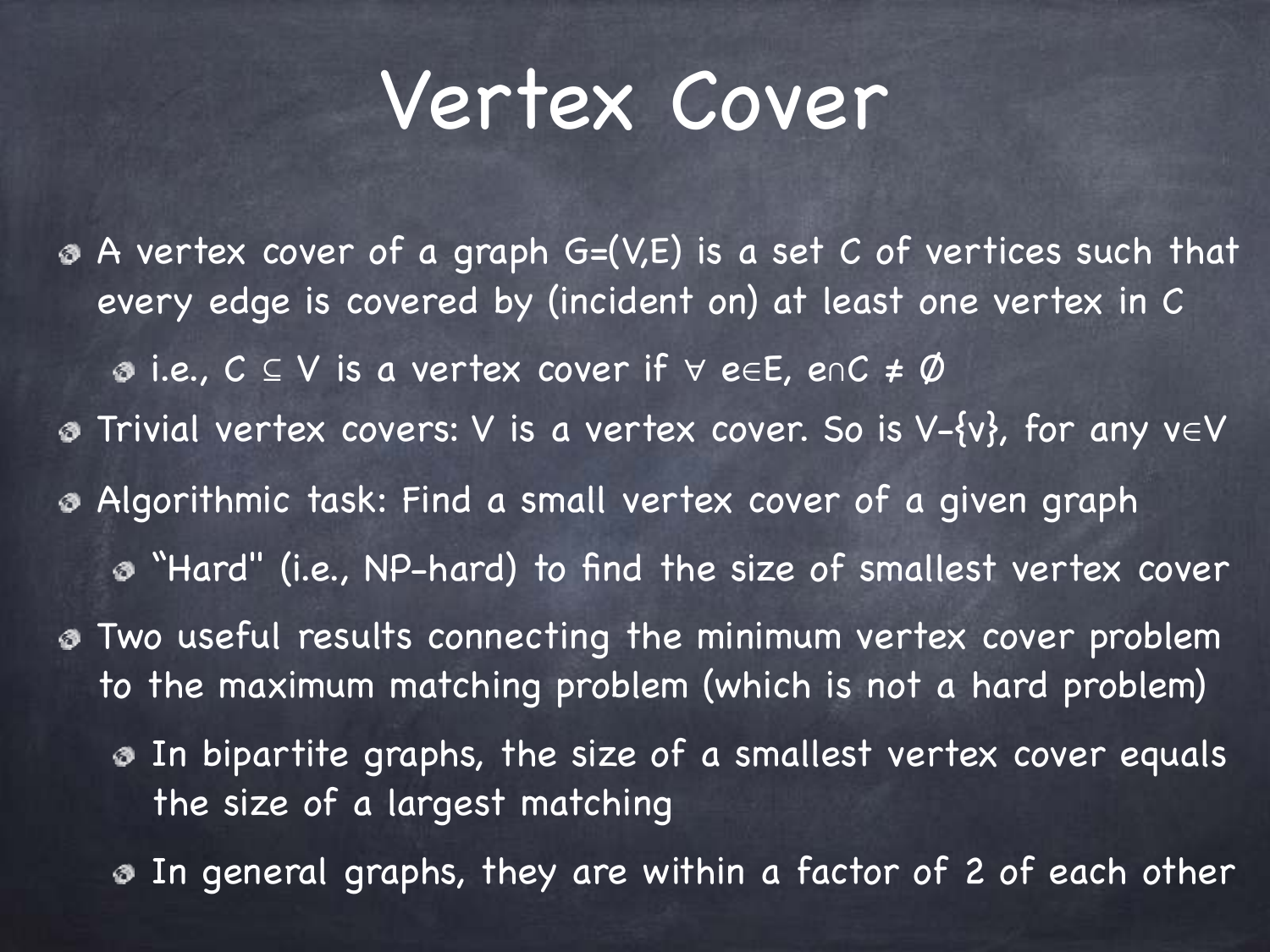# Vertex Cover

- A vertex cover of a graph $G=(V,E)$ is a set $C$ of vertices such that every edge is covered by (incident on) at least one vertex in $C$
  - i.e., $C \subseteq V$ is a vertex cover if $\forall\ e \in E,\ e \cap C \neq \emptyset$
- Trivial vertex covers: $V$ is a vertex cover. So is $V-\{v\}$, for any $v \in V$
- Algorithmic task: Find a small vertex cover of a given graph
  - "Hard" (i.e., NP-hard) to find the size of smallest vertex cover
- Two useful results connecting the minimum vertex cover problem to the maximum matching problem (which is not a hard problem)
  - In bipartite graphs, the size of a smallest vertex cover equals the size of a largest matching
  - In general graphs, they are within a factor of 2 of each other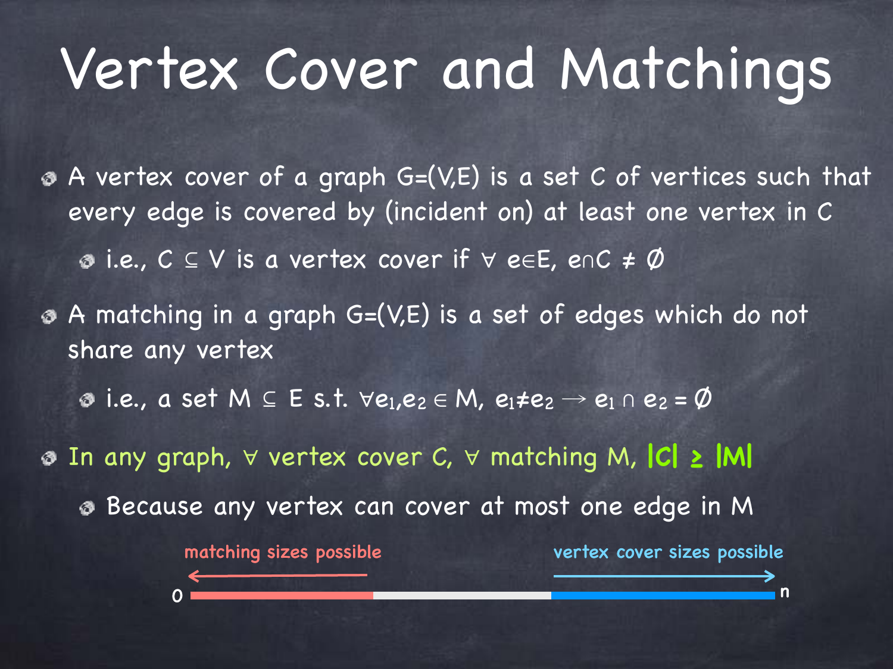# Vertex Cover and Matchings

- A vertex cover of a graph $G=(V,E)$ is a set $C$ of vertices such that every edge is covered by (incident on) at least one vertex in $C$
  - i.e., $C \subseteq V$ is a vertex cover if $\forall\, e \in E,\ e \cap C \neq \emptyset$
- A matching in a graph $G=(V,E)$ is a set of edges which do not share any vertex
  - i.e., a set $M \subseteq E$ s.t. $\forall e_1, e_2 \in M,\ e_1 \neq e_2 \rightarrow e_1 \cap e_2 = \emptyset$
- In any graph, $\forall$ vertex cover $C$, $\forall$ matching $M$, **$|C| \geq |M|$**
  - Because any vertex can cover at most one edge in $M$

matching sizes possible ← 0 ... n → vertex cover sizes possible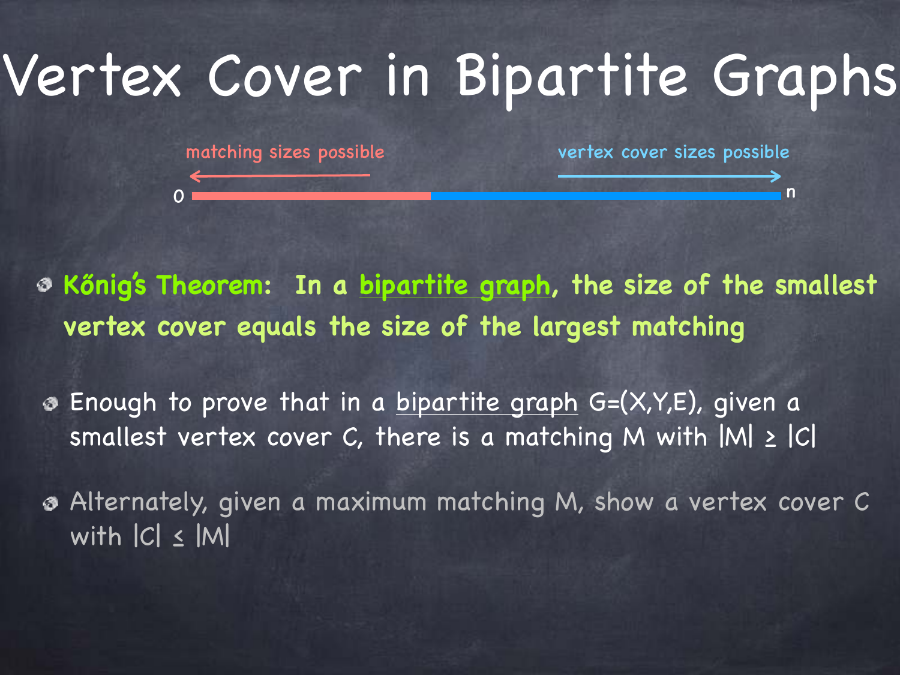# Vertex Cover in Bipartite Graphs

matching sizes possible ← 0 —— n → vertex cover sizes possible

- **Kőnig's Theorem: In a bipartite graph, the size of the smallest vertex cover equals the size of the largest matching**
- Enough to prove that in a bipartite graph $G=(X,Y,E)$, given a smallest vertex cover $C$, there is a matching $M$ with $|M| \geq |C|$
- Alternately, given a maximum matching $M$, show a vertex cover $C$ with $|C| \leq |M|$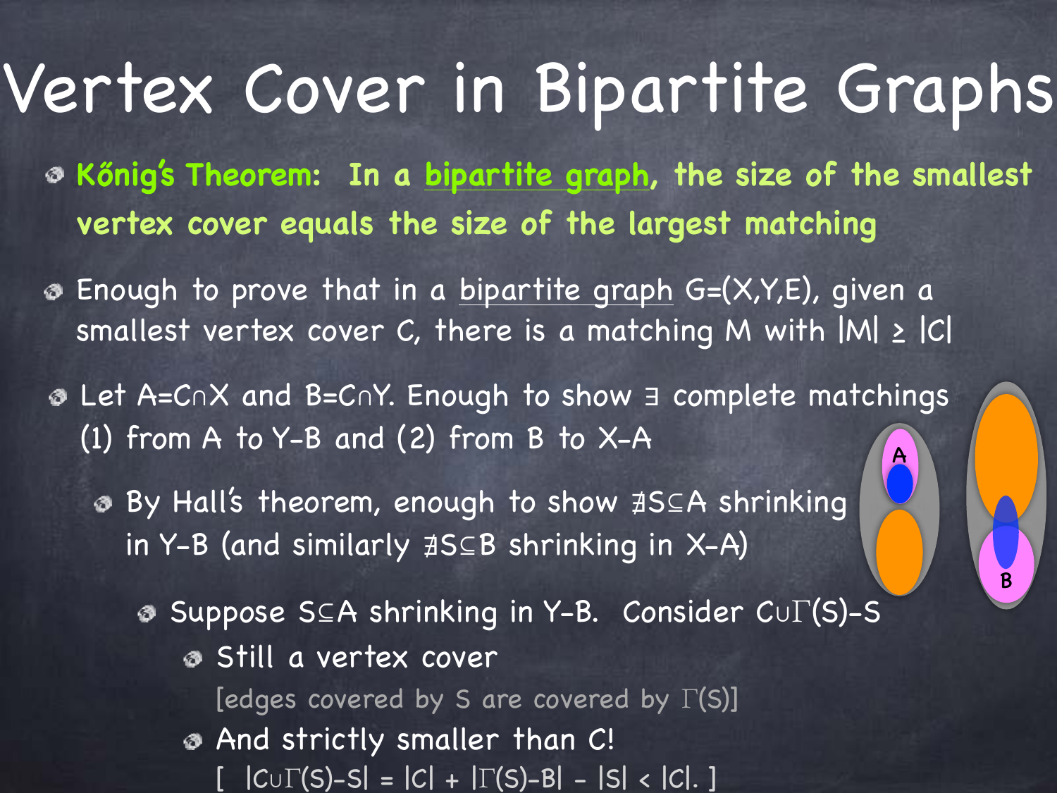# Vertex Cover in Bipartite Graphs

- **Kőnig's Theorem: In a bipartite graph, the size of the smallest vertex cover equals the size of the largest matching**
- Enough to prove that in a bipartite graph $G=(X,Y,E)$, given a smallest vertex cover $C$, there is a matching $M$ with $|M| \geq |C|$
- Let $A=C\cap X$ and $B=C\cap Y$. Enough to show $\exists$ complete matchings (1) from $A$ to $Y-B$ and (2) from $B$ to $X-A$
  - By Hall's theorem, enough to show $\nexists S\subseteq A$ shrinking in $Y-B$ (and similarly $\nexists S\subseteq B$ shrinking in $X-A$)
    - Suppose $S\subseteq A$ shrinking in $Y-B$. Consider $C\cup\Gamma(S)-S$
      - Still a vertex cover
        [edges covered by $S$ are covered by $\Gamma(S)$]
      - And strictly smaller than $C$!
        [ $|C\cup\Gamma(S)-S| = |C| + |\Gamma(S)-B| - |S| < |C|$. ]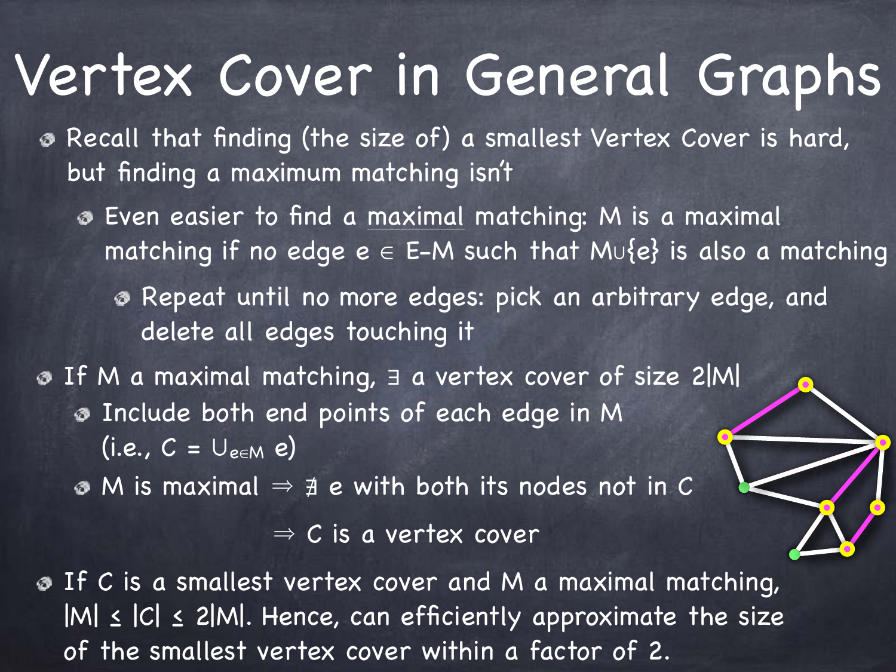# Vertex Cover in General Graphs

- Recall that finding (the size of) a smallest Vertex Cover is hard, but finding a maximum matching isn't
  - Even easier to find a maximal matching: M is a maximal matching if no edge $e \in E-M$ such that $M \cup \{e\}$ is also a matching
    - Repeat until no more edges: pick an arbitrary edge, and delete all edges touching it
- If M a maximal matching, $\exists$ a vertex cover of size $2|M|$
  - Include both end points of each edge in M (i.e., $C = \cup_{e \in M} e$)
  - M is maximal $\Rightarrow \nexists$ e with both its nodes not in C

    $\Rightarrow$ C is a vertex cover
- If C is a smallest vertex cover and M a maximal matching, $|M| \leq |C| \leq 2|M|$. Hence, can efficiently approximate the size of the smallest vertex cover within a factor of 2.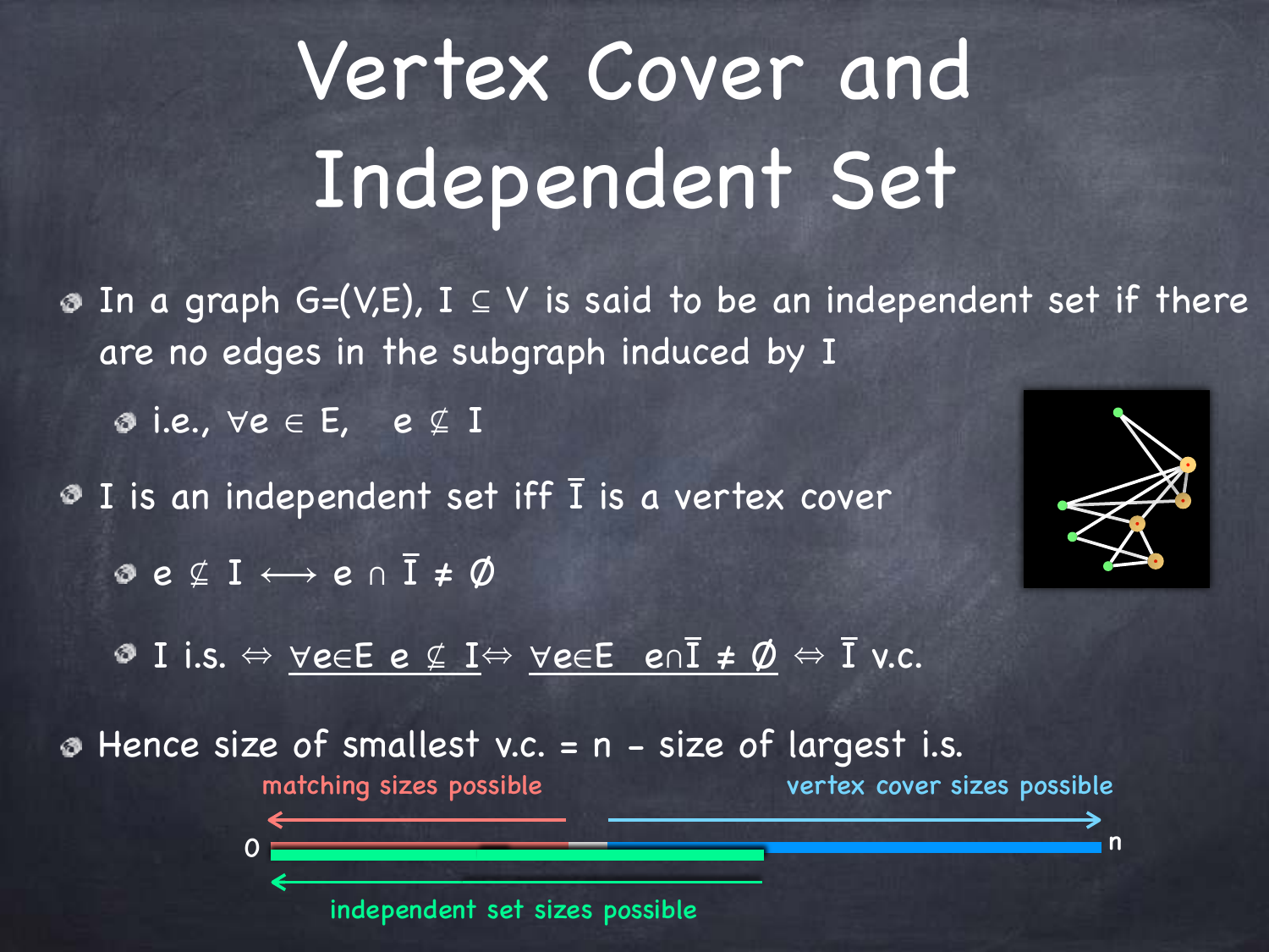# Vertex Cover and Independent Set

- In a graph $G=(V,E)$, $I \subseteq V$ is said to be an independent set if there are no edges in the subgraph induced by $I$
  - i.e., $\forall e \in E, \quad e \not\subseteq I$
- $I$ is an independent set iff $\bar{I}$ is a vertex cover
  - $e \not\subseteq I \longleftrightarrow e \cap \bar{I} \neq \emptyset$
  - $I$ i.s. $\Leftrightarrow$ $\forall e \in E \; e \not\subseteq I \Leftrightarrow \forall e \in E \;\; e \cap \bar{I} \neq \emptyset \Leftrightarrow \bar{I}$ v.c.
- Hence size of smallest v.c. = n - size of largest i.s.

matching sizes possible

vertex cover sizes possible

0

n

independent set sizes possible